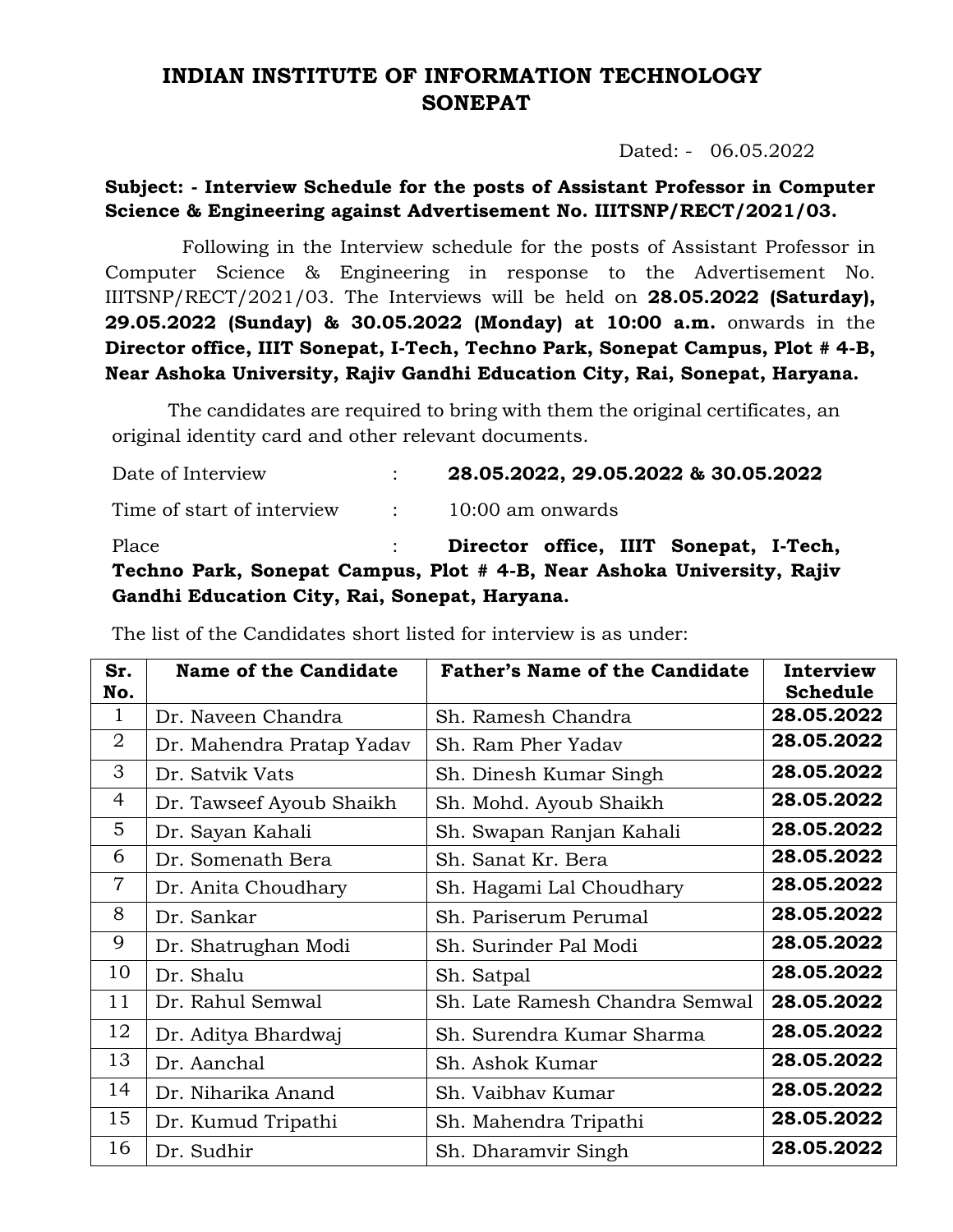# INDIAN INSTITUTE OF INFORMATION TECHNOLOGY SONEPAT

Dated: - 06.05.2022

**Subject: - Interview Schedule for the posts of Assistant Professor in Computer Science & Engineering against Advertisement No. IIITSNP/RECT/2021/03.**

Following in the Interview schedule for the posts of Assistant Professor in Computer Science & Engineering in response to the Advertisement No. IIITSNP/RECT/2021/03. The Interviews will be held on **28.05.2022 (Saturday), 29.05.2022 (Sunday) & 30.05.2022 (Monday) at 10:00 a.m.** onwards in the **Director office, IIIT Sonepat, I-Tech, Techno Park, Sonepat Campus, Plot # 4-B, Near Ashoka University, Rajiv Gandhi Education City, Rai, Sonepat, Haryana.**

The candidates are required to bring with them the original certificates, an original identity card and other relevant documents.

Date of Interview : **28.05.2022, 29.05.2022 & 30.05.2022**

Time of start of interview : 10:00 am onwards

Place : **Director office, IIIT Sonepat, I-Tech, Techno Park, Sonepat Campus, Plot # 4-B, Near Ashoka University, Rajiv Gandhi Education City, Rai, Sonepat, Haryana.**

The list of the Candidates short listed for interview is as under:

| Sr. No. | Name of the Candidate | Father's Name of the Candidate | Interview Schedule |
|---|---|---|---|
| 1 | Dr. Naveen Chandra | Sh. Ramesh Chandra | **28.05.2022** |
| 2 | Dr. Mahendra Pratap Yadav | Sh. Ram Pher Yadav | **28.05.2022** |
| 3 | Dr. Satvik Vats | Sh. Dinesh Kumar Singh | **28.05.2022** |
| 4 | Dr. Tawseef Ayoub Shaikh | Sh. Mohd. Ayoub Shaikh | **28.05.2022** |
| 5 | Dr. Sayan Kahali | Sh. Swapan Ranjan Kahali | **28.05.2022** |
| 6 | Dr. Somenath Bera | Sh. Sanat Kr. Bera | **28.05.2022** |
| 7 | Dr. Anita Choudhary | Sh. Hagami Lal Choudhary | **28.05.2022** |
| 8 | Dr. Sankar | Sh. Pariserum Perumal | **28.05.2022** |
| 9 | Dr. Shatrughan Modi | Sh. Surinder Pal Modi | **28.05.2022** |
| 10 | Dr. Shalu | Sh. Satpal | **28.05.2022** |
| 11 | Dr. Rahul Semwal | Sh. Late Ramesh Chandra Semwal | **28.05.2022** |
| 12 | Dr. Aditya Bhardwaj | Sh. Surendra Kumar Sharma | **28.05.2022** |
| 13 | Dr. Aanchal | Sh. Ashok Kumar | **28.05.2022** |
| 14 | Dr. Niharika Anand | Sh. Vaibhav Kumar | **28.05.2022** |
| 15 | Dr. Kumud Tripathi | Sh. Mahendra Tripathi | **28.05.2022** |
| 16 | Dr. Sudhir | Sh. Dharamvir Singh | **28.05.2022** |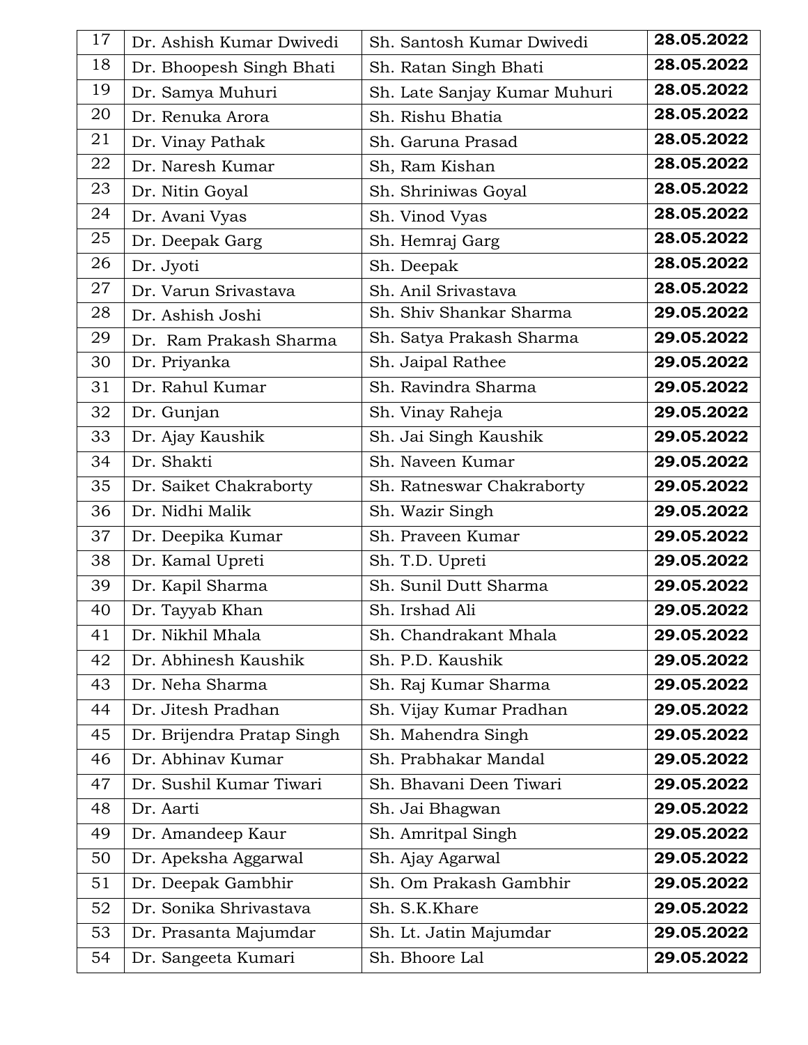| 17 | Dr. Ashish Kumar Dwivedi | Sh. Santosh Kumar Dwivedi | **28.05.2022** |
|---|---|---|---|
| 18 | Dr. Bhoopesh Singh Bhati | Sh. Ratan Singh Bhati | **28.05.2022** |
| 19 | Dr. Samya Muhuri | Sh. Late Sanjay Kumar Muhuri | **28.05.2022** |
| 20 | Dr. Renuka Arora | Sh. Rishu Bhatia | **28.05.2022** |
| 21 | Dr. Vinay Pathak | Sh. Garuna Prasad | **28.05.2022** |
| 22 | Dr. Naresh Kumar | Sh, Ram Kishan | **28.05.2022** |
| 23 | Dr. Nitin Goyal | Sh. Shriniwas Goyal | **28.05.2022** |
| 24 | Dr. Avani Vyas | Sh. Vinod Vyas | **28.05.2022** |
| 25 | Dr. Deepak Garg | Sh. Hemraj Garg | **28.05.2022** |
| 26 | Dr. Jyoti | Sh. Deepak | **28.05.2022** |
| 27 | Dr. Varun Srivastava | Sh. Anil Srivastava | **28.05.2022** |
| 28 | Dr. Ashish Joshi | Sh. Shiv Shankar Sharma | **29.05.2022** |
| 29 | Dr. Ram Prakash Sharma | Sh. Satya Prakash Sharma | **29.05.2022** |
| 30 | Dr. Priyanka | Sh. Jaipal Rathee | **29.05.2022** |
| 31 | Dr. Rahul Kumar | Sh. Ravindra Sharma | **29.05.2022** |
| 32 | Dr. Gunjan | Sh. Vinay Raheja | **29.05.2022** |
| 33 | Dr. Ajay Kaushik | Sh. Jai Singh Kaushik | **29.05.2022** |
| 34 | Dr. Shakti | Sh. Naveen Kumar | **29.05.2022** |
| 35 | Dr. Saiket Chakraborty | Sh. Ratneswar Chakraborty | **29.05.2022** |
| 36 | Dr. Nidhi Malik | Sh. Wazir Singh | **29.05.2022** |
| 37 | Dr. Deepika Kumar | Sh. Praveen Kumar | **29.05.2022** |
| 38 | Dr. Kamal Upreti | Sh. T.D. Upreti | **29.05.2022** |
| 39 | Dr. Kapil Sharma | Sh. Sunil Dutt Sharma | **29.05.2022** |
| 40 | Dr. Tayyab Khan | Sh. Irshad Ali | **29.05.2022** |
| 41 | Dr. Nikhil Mhala | Sh. Chandrakant Mhala | **29.05.2022** |
| 42 | Dr. Abhinesh Kaushik | Sh. P.D. Kaushik | **29.05.2022** |
| 43 | Dr. Neha Sharma | Sh. Raj Kumar Sharma | **29.05.2022** |
| 44 | Dr. Jitesh Pradhan | Sh. Vijay Kumar Pradhan | **29.05.2022** |
| 45 | Dr. Brijendra Pratap Singh | Sh. Mahendra Singh | **29.05.2022** |
| 46 | Dr. Abhinav Kumar | Sh. Prabhakar Mandal | **29.05.2022** |
| 47 | Dr. Sushil Kumar Tiwari | Sh. Bhavani Deen Tiwari | **29.05.2022** |
| 48 | Dr. Aarti | Sh. Jai Bhagwan | **29.05.2022** |
| 49 | Dr. Amandeep Kaur | Sh. Amritpal Singh | **29.05.2022** |
| 50 | Dr. Apeksha Aggarwal | Sh. Ajay Agarwal | **29.05.2022** |
| 51 | Dr. Deepak Gambhir | Sh. Om Prakash Gambhir | **29.05.2022** |
| 52 | Dr. Sonika Shrivastava | Sh. S.K.Khare | **29.05.2022** |
| 53 | Dr. Prasanta Majumdar | Sh. Lt. Jatin Majumdar | **29.05.2022** |
| 54 | Dr. Sangeeta Kumari | Sh. Bhoore Lal | **29.05.2022** |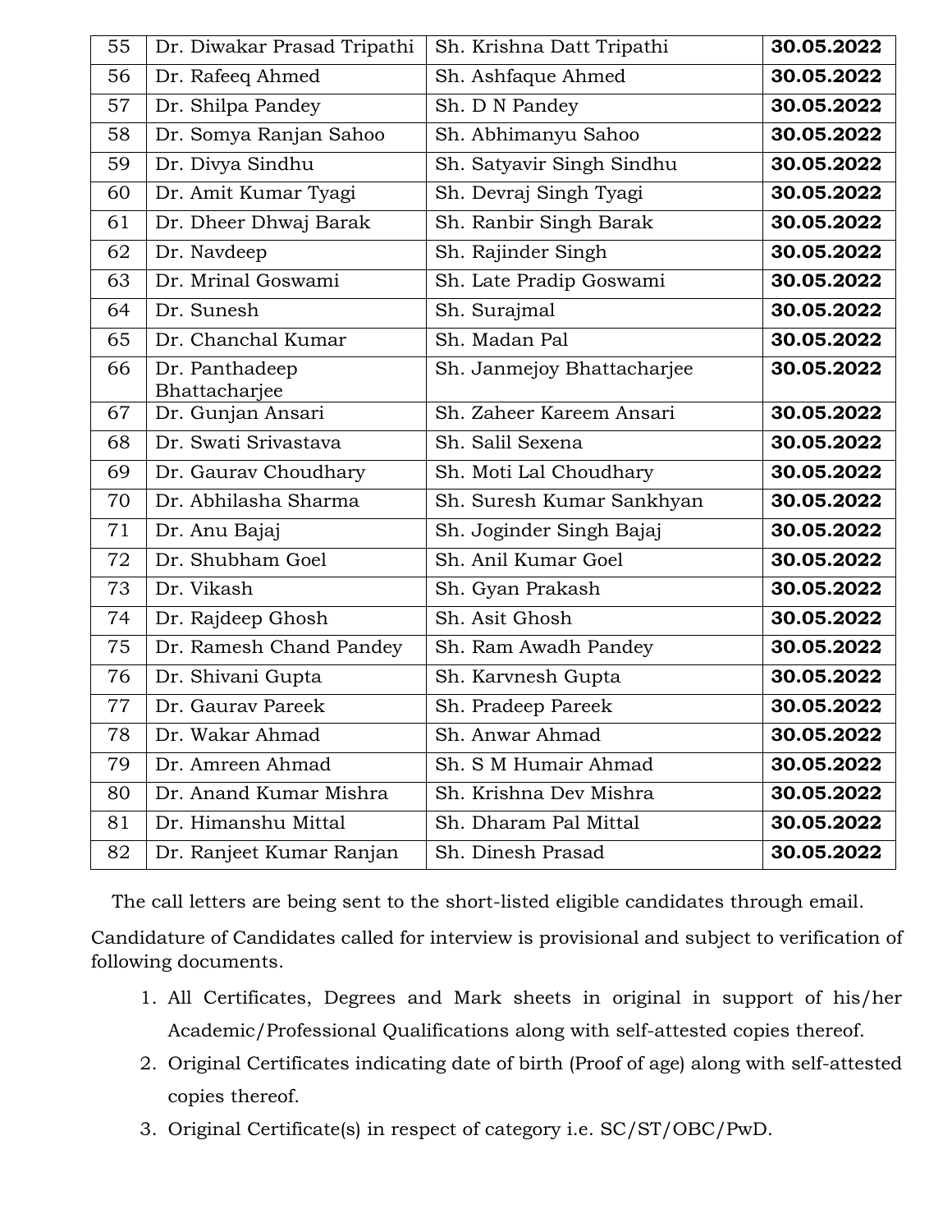| 55 | Dr. Diwakar Prasad Tripathi | Sh. Krishna Datt Tripathi | **30.05.2022** |
|---|---|---|---|
| 56 | Dr. Rafeeq Ahmed | Sh. Ashfaque Ahmed | **30.05.2022** |
| 57 | Dr. Shilpa Pandey | Sh. D N Pandey | **30.05.2022** |
| 58 | Dr. Somya Ranjan Sahoo | Sh. Abhimanyu Sahoo | **30.05.2022** |
| 59 | Dr. Divya Sindhu | Sh. Satyavir Singh Sindhu | **30.05.2022** |
| 60 | Dr. Amit Kumar Tyagi | Sh. Devraj Singh Tyagi | **30.05.2022** |
| 61 | Dr. Dheer Dhwaj Barak | Sh. Ranbir Singh Barak | **30.05.2022** |
| 62 | Dr. Navdeep | Sh. Rajinder Singh | **30.05.2022** |
| 63 | Dr. Mrinal Goswami | Sh. Late Pradip Goswami | **30.05.2022** |
| 64 | Dr. Sunesh | Sh. Surajmal | **30.05.2022** |
| 65 | Dr. Chanchal Kumar | Sh. Madan Pal | **30.05.2022** |
| 66 | Dr. Panthadeep Bhattacharjee | Sh. Janmejoy Bhattacharjee | **30.05.2022** |
| 67 | Dr. Gunjan Ansari | Sh. Zaheer Kareem Ansari | **30.05.2022** |
| 68 | Dr. Swati Srivastava | Sh. Salil Sexena | **30.05.2022** |
| 69 | Dr. Gaurav Choudhary | Sh. Moti Lal Choudhary | **30.05.2022** |
| 70 | Dr. Abhilasha Sharma | Sh. Suresh Kumar Sankhyan | **30.05.2022** |
| 71 | Dr. Anu Bajaj | Sh. Joginder Singh Bajaj | **30.05.2022** |
| 72 | Dr. Shubham Goel | Sh. Anil Kumar Goel | **30.05.2022** |
| 73 | Dr. Vikash | Sh. Gyan Prakash | **30.05.2022** |
| 74 | Dr. Rajdeep Ghosh | Sh. Asit Ghosh | **30.05.2022** |
| 75 | Dr. Ramesh Chand Pandey | Sh. Ram Awadh Pandey | **30.05.2022** |
| 76 | Dr. Shivani Gupta | Sh. Karvnesh Gupta | **30.05.2022** |
| 77 | Dr. Gaurav Pareek | Sh. Pradeep Pareek | **30.05.2022** |
| 78 | Dr. Wakar Ahmad | Sh. Anwar Ahmad | **30.05.2022** |
| 79 | Dr. Amreen Ahmad | Sh. S M Humair Ahmad | **30.05.2022** |
| 80 | Dr. Anand Kumar Mishra | Sh. Krishna Dev Mishra | **30.05.2022** |
| 81 | Dr. Himanshu Mittal | Sh. Dharam Pal Mittal | **30.05.2022** |
| 82 | Dr. Ranjeet Kumar Ranjan | Sh. Dinesh Prasad | **30.05.2022** |

The call letters are being sent to the short-listed eligible candidates through email.

Candidature of Candidates called for interview is provisional and subject to verification of following documents.

1. All Certificates, Degrees and Mark sheets in original in support of his/her Academic/Professional Qualifications along with self-attested copies thereof.
2. Original Certificates indicating date of birth (Proof of age) along with self-attested copies thereof.
3. Original Certificate(s) in respect of category i.e. SC/ST/OBC/PwD.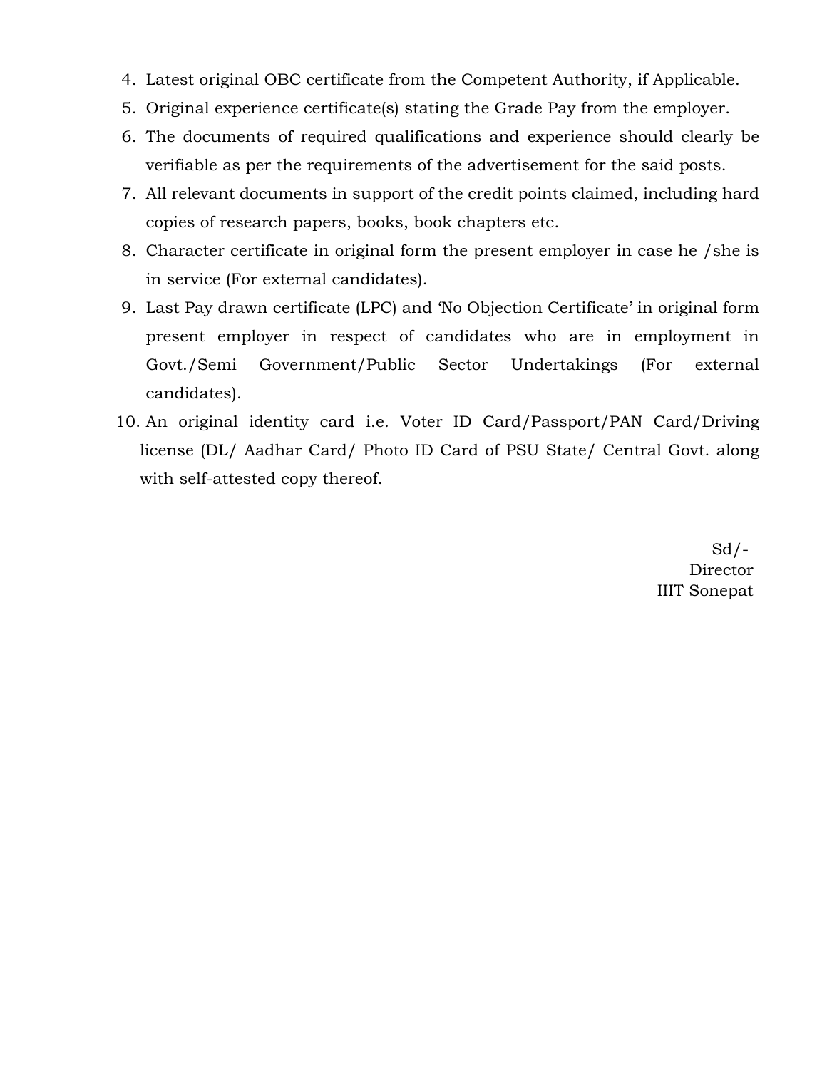4. Latest original OBC certificate from the Competent Authority, if Applicable.
5. Original experience certificate(s) stating the Grade Pay from the employer.
6. The documents of required qualifications and experience should clearly be verifiable as per the requirements of the advertisement for the said posts.
7. All relevant documents in support of the credit points claimed, including hard copies of research papers, books, book chapters etc.
8. Character certificate in original form the present employer in case he /she is in service (For external candidates).
9. Last Pay drawn certificate (LPC) and 'No Objection Certificate' in original form present employer in respect of candidates who are in employment in Govt./Semi Government/Public Sector Undertakings (For external candidates).
10. An original identity card i.e. Voter ID Card/Passport/PAN Card/Driving license (DL/ Aadhar Card/ Photo ID Card of PSU State/ Central Govt. along with self-attested copy thereof.

Sd/-
Director
IIIT Sonepat